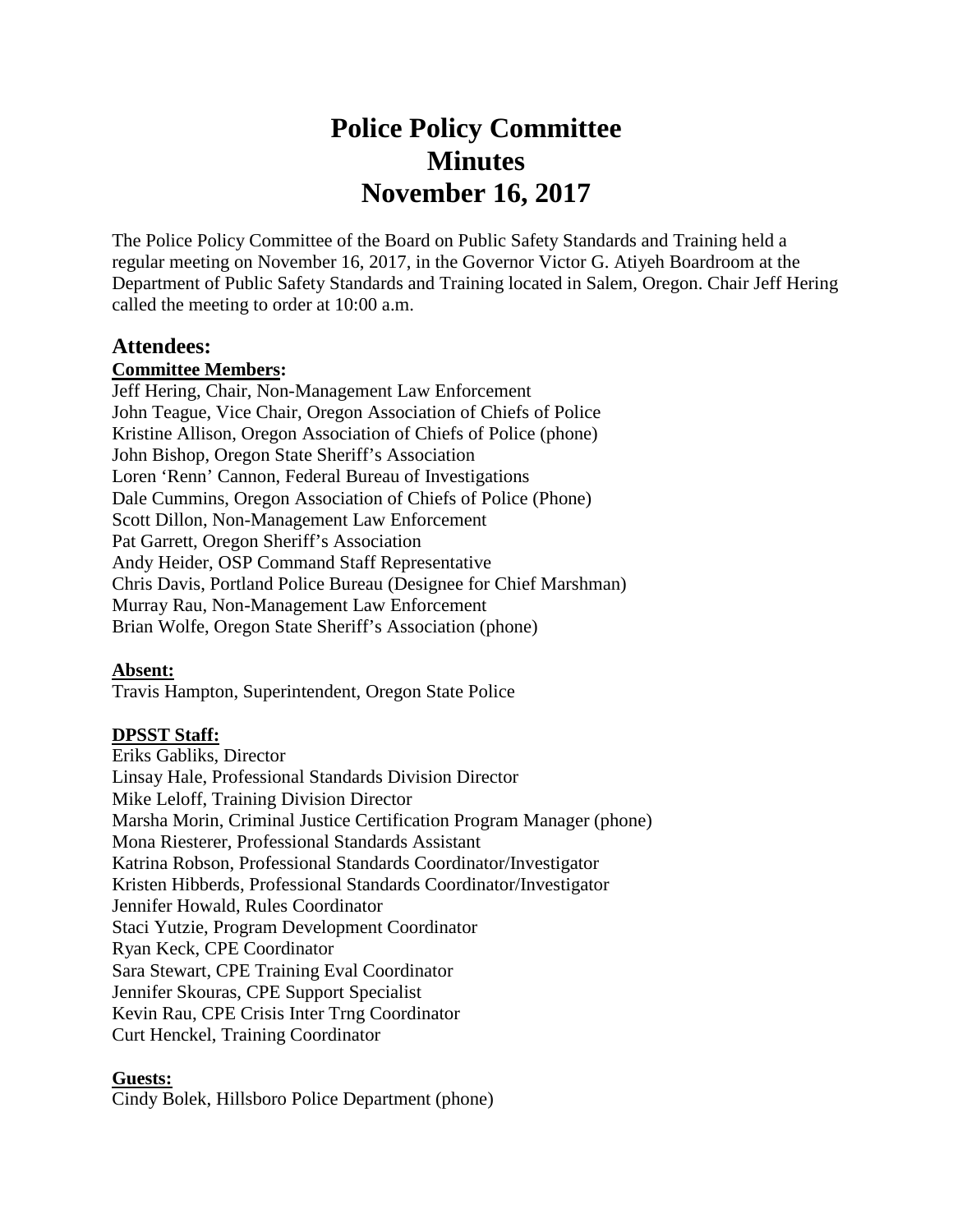# Police Policy Committee
# Minutes
# November 16, 2017

The Police Policy Committee of the Board on Public Safety Standards and Training held a regular meeting on November 16, 2017, in the Governor Victor G. Atiyeh Boardroom at the Department of Public Safety Standards and Training located in Salem, Oregon. Chair Jeff Hering called the meeting to order at 10:00 a.m.

## Attendees:

**Committee Members:**

Jeff Hering, Chair, Non-Management Law Enforcement
John Teague, Vice Chair, Oregon Association of Chiefs of Police
Kristine Allison, Oregon Association of Chiefs of Police (phone)
John Bishop, Oregon State Sheriff's Association
Loren 'Renn' Cannon, Federal Bureau of Investigations
Dale Cummins, Oregon Association of Chiefs of Police (Phone)
Scott Dillon, Non-Management Law Enforcement
Pat Garrett, Oregon Sheriff's Association
Andy Heider, OSP Command Staff Representative
Chris Davis, Portland Police Bureau (Designee for Chief Marshman)
Murray Rau, Non-Management Law Enforcement
Brian Wolfe, Oregon State Sheriff's Association (phone)

**Absent:**

Travis Hampton, Superintendent, Oregon State Police

**DPSST Staff:**

Eriks Gabliks, Director
Linsay Hale, Professional Standards Division Director
Mike Leloff, Training Division Director
Marsha Morin, Criminal Justice Certification Program Manager (phone)
Mona Riesterer, Professional Standards Assistant
Katrina Robson, Professional Standards Coordinator/Investigator
Kristen Hibberds, Professional Standards Coordinator/Investigator
Jennifer Howald, Rules Coordinator
Staci Yutzie, Program Development Coordinator
Ryan Keck, CPE Coordinator
Sara Stewart, CPE Training Eval Coordinator
Jennifer Skouras, CPE Support Specialist
Kevin Rau, CPE Crisis Inter Trng Coordinator
Curt Henckel, Training Coordinator

**Guests:**

Cindy Bolek, Hillsboro Police Department (phone)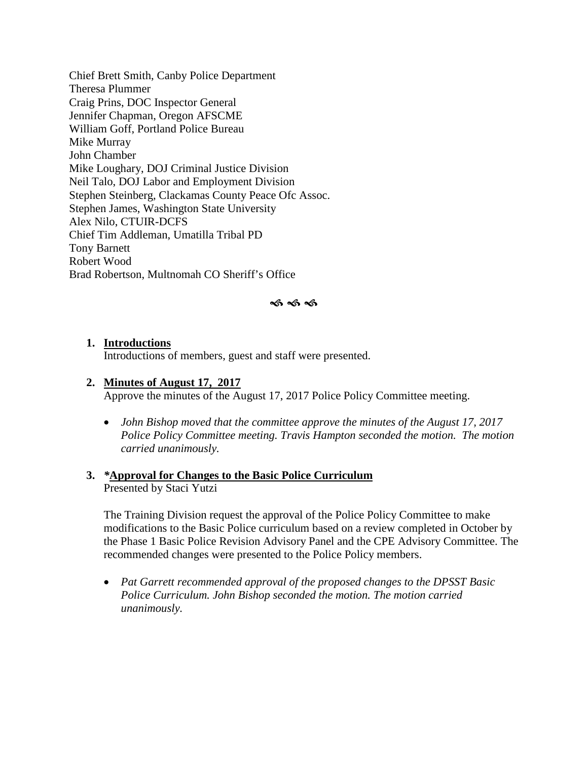Chief Brett Smith, Canby Police Department
Theresa Plummer
Craig Prins, DOC Inspector General
Jennifer Chapman, Oregon AFSCME
William Goff, Portland Police Bureau
Mike Murray
John Chamber
Mike Loughary, DOJ Criminal Justice Division
Neil Talo, DOJ Labor and Employment Division
Stephen Steinberg, Clackamas County Peace Ofc Assoc.
Stephen James, Washington State University
Alex Nilo, CTUIR-DCFS
Chief Tim Addleman, Umatilla Tribal PD
Tony Barnett
Robert Wood
Brad Robertson, Multnomah CO Sheriff's Office

1. **Introductions**
   Introductions of members, guest and staff were presented.

2. **Minutes of August 17, 2017**
   Approve the minutes of the August 17, 2017 Police Policy Committee meeting.

   - *John Bishop moved that the committee approve the minutes of the August 17, 2017 Police Policy Committee meeting. Travis Hampton seconded the motion. The motion carried unanimously.*

3. ***Approval for Changes to the Basic Police Curriculum**
   Presented by Staci Yutzi

   The Training Division request the approval of the Police Policy Committee to make modifications to the Basic Police curriculum based on a review completed in October by the Phase 1 Basic Police Revision Advisory Panel and the CPE Advisory Committee. The recommended changes were presented to the Police Policy members.

   - *Pat Garrett recommended approval of the proposed changes to the DPSST Basic Police Curriculum. John Bishop seconded the motion. The motion carried unanimously.*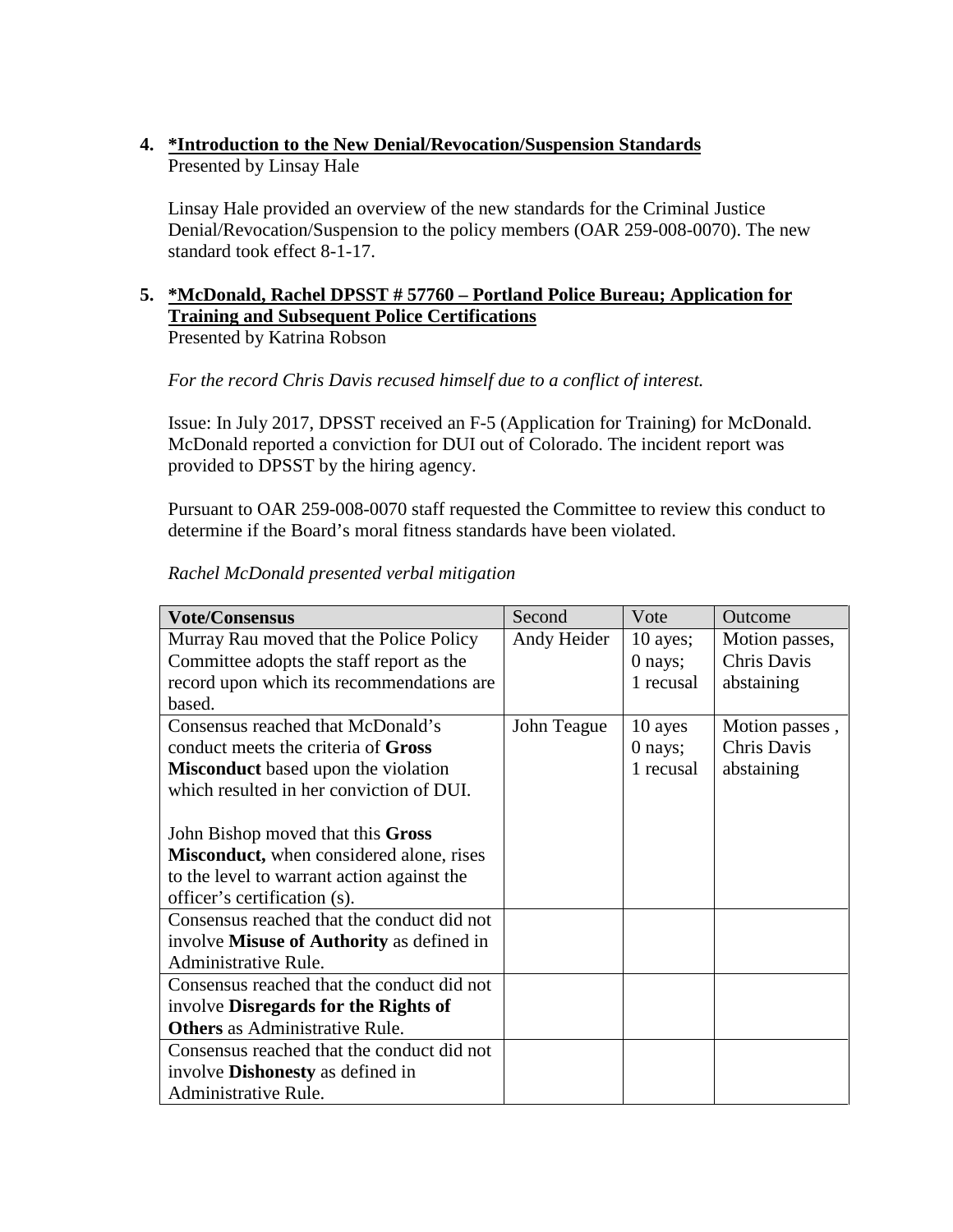4. **\*Introduction to the New Denial/Revocation/Suspension Standards**
   Presented by Linsay Hale

   Linsay Hale provided an overview of the new standards for the Criminal Justice Denial/Revocation/Suspension to the policy members (OAR 259-008-0070). The new standard took effect 8-1-17.

5. **\*McDonald, Rachel DPSST # 57760 – Portland Police Bureau; Application for Training and Subsequent Police Certifications**
   Presented by Katrina Robson

   *For the record Chris Davis recused himself due to a conflict of interest.*

   Issue: In July 2017, DPSST received an F-5 (Application for Training) for McDonald. McDonald reported a conviction for DUI out of Colorado. The incident report was provided to DPSST by the hiring agency.

   Pursuant to OAR 259-008-0070 staff requested the Committee to review this conduct to determine if the Board's moral fitness standards have been violated.

   *Rachel McDonald presented verbal mitigation*

| **Vote/Consensus** | Second | Vote | Outcome |
|---|---|---|---|
| Murray Rau moved that the Police Policy Committee adopts the staff report as the record upon which its recommendations are based. | Andy Heider | 10 ayes; 0 nays; 1 recusal | Motion passes, Chris Davis abstaining |
| Consensus reached that McDonald's conduct meets the criteria of **Gross Misconduct** based upon the violation which resulted in her conviction of DUI.<br><br>John Bishop moved that this **Gross Misconduct,** when considered alone, rises to the level to warrant action against the officer's certification (s). | John Teague | 10 ayes 0 nays; 1 recusal | Motion passes , Chris Davis abstaining |
| Consensus reached that the conduct did not involve **Misuse of Authority** as defined in Administrative Rule. | | | |
| Consensus reached that the conduct did not involve **Disregards for the Rights of Others** as Administrative Rule. | | | |
| Consensus reached that the conduct did not involve **Dishonesty** as defined in Administrative Rule. | | | |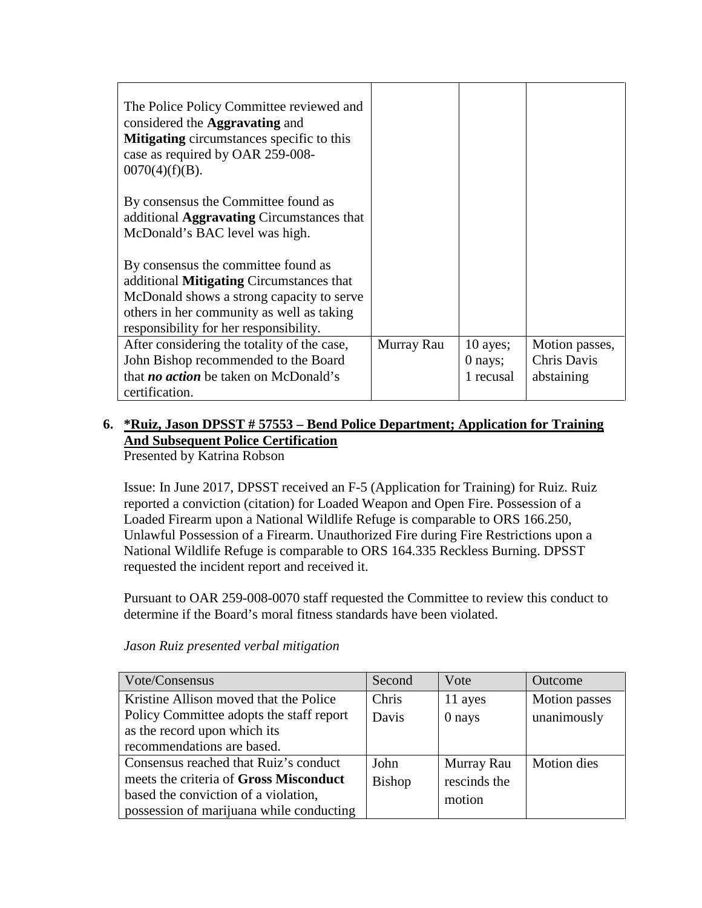| | | | |
|---|---|---|---|
| The Police Policy Committee reviewed and considered the **Aggravating** and **Mitigating** circumstances specific to this case as required by OAR 259-008-0070(4)(f)(B).<br><br>By consensus the Committee found as additional **Aggravating** Circumstances that McDonald's BAC level was high.<br><br>By consensus the committee found as additional **Mitigating** Circumstances that McDonald shows a strong capacity to serve others in her community as well as taking responsibility for her responsibility. | | | |
| After considering the totality of the case, John Bishop recommended to the Board that ***no action*** be taken on McDonald's certification. | Murray Rau | 10 ayes; 0 nays; 1 recusal | Motion passes, Chris Davis abstaining |

6. **<u>*Ruiz, Jason DPSST # 57553 – Bend Police Department; Application for Training And Subsequent Police Certification</u>**

Presented by Katrina Robson

Issue: In June 2017, DPSST received an F-5 (Application for Training) for Ruiz. Ruiz reported a conviction (citation) for Loaded Weapon and Open Fire. Possession of a Loaded Firearm upon a National Wildlife Refuge is comparable to ORS 166.250, Unlawful Possession of a Firearm. Unauthorized Fire during Fire Restrictions upon a National Wildlife Refuge is comparable to ORS 164.335 Reckless Burning. DPSST requested the incident report and received it.

Pursuant to OAR 259-008-0070 staff requested the Committee to review this conduct to determine if the Board's moral fitness standards have been violated.

*Jason Ruiz presented verbal mitigation*

| Vote/Consensus | Second | Vote | Outcome |
|---|---|---|---|
| Kristine Allison moved that the Police Policy Committee adopts the staff report as the record upon which its recommendations are based. | Chris Davis | 11 ayes 0 nays | Motion passes unanimously |
| Consensus reached that Ruiz's conduct meets the criteria of **Gross Misconduct** based the conviction of a violation, possession of marijuana while conducting | John Bishop | Murray Rau rescinds the motion | Motion dies |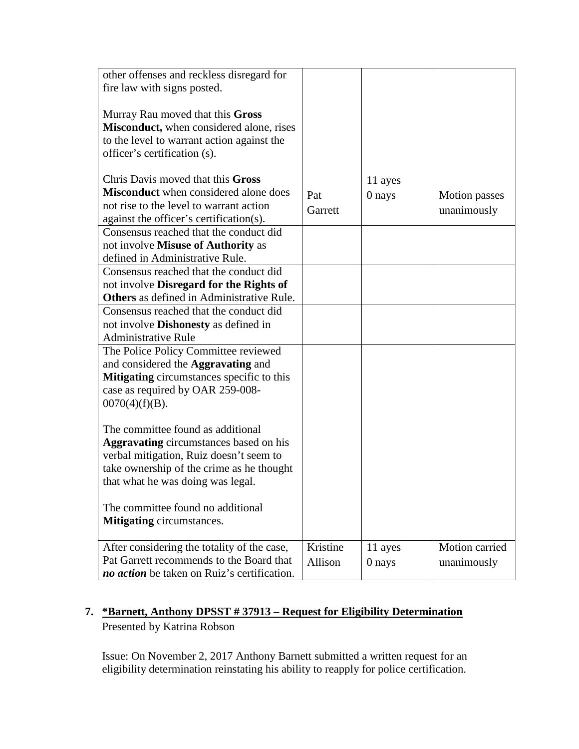| | | | |
|---|---|---|---|
| other offenses and reckless disregard for fire law with signs posted.<br><br>Murray Rau moved that this **Gross Misconduct,** when considered alone, rises to the level to warrant action against the officer's certification (s).<br><br>Chris Davis moved that this **Gross Misconduct** when considered alone does not rise to the level to warrant action against the officer's certification(s). | Pat Garrett | 11 ayes<br>0 nays | Motion passes unanimously |
| Consensus reached that the conduct did not involve **Misuse of Authority** as defined in Administrative Rule. | | | |
| Consensus reached that the conduct did not involve **Disregard for the Rights of Others** as defined in Administrative Rule. | | | |
| Consensus reached that the conduct did not involve **Dishonesty** as defined in Administrative Rule | | | |
| The Police Policy Committee reviewed and considered the **Aggravating** and **Mitigating** circumstances specific to this case as required by OAR 259-008-0070(4)(f)(B).<br><br>The committee found as additional **Aggravating** circumstances based on his verbal mitigation, Ruiz doesn't seem to take ownership of the crime as he thought that what he was doing was legal.<br><br>The committee found no additional **Mitigating** circumstances. | | | |
| After considering the totality of the case, Pat Garrett recommends to the Board that ***no action*** be taken on Ruiz's certification. | Kristine Allison | 11 ayes<br>0 nays | Motion carried unanimously |

**7. *Barnett, Anthony DPSST # 37913 – Request for Eligibility Determination**
Presented by Katrina Robson

Issue: On November 2, 2017 Anthony Barnett submitted a written request for an eligibility determination reinstating his ability to reapply for police certification.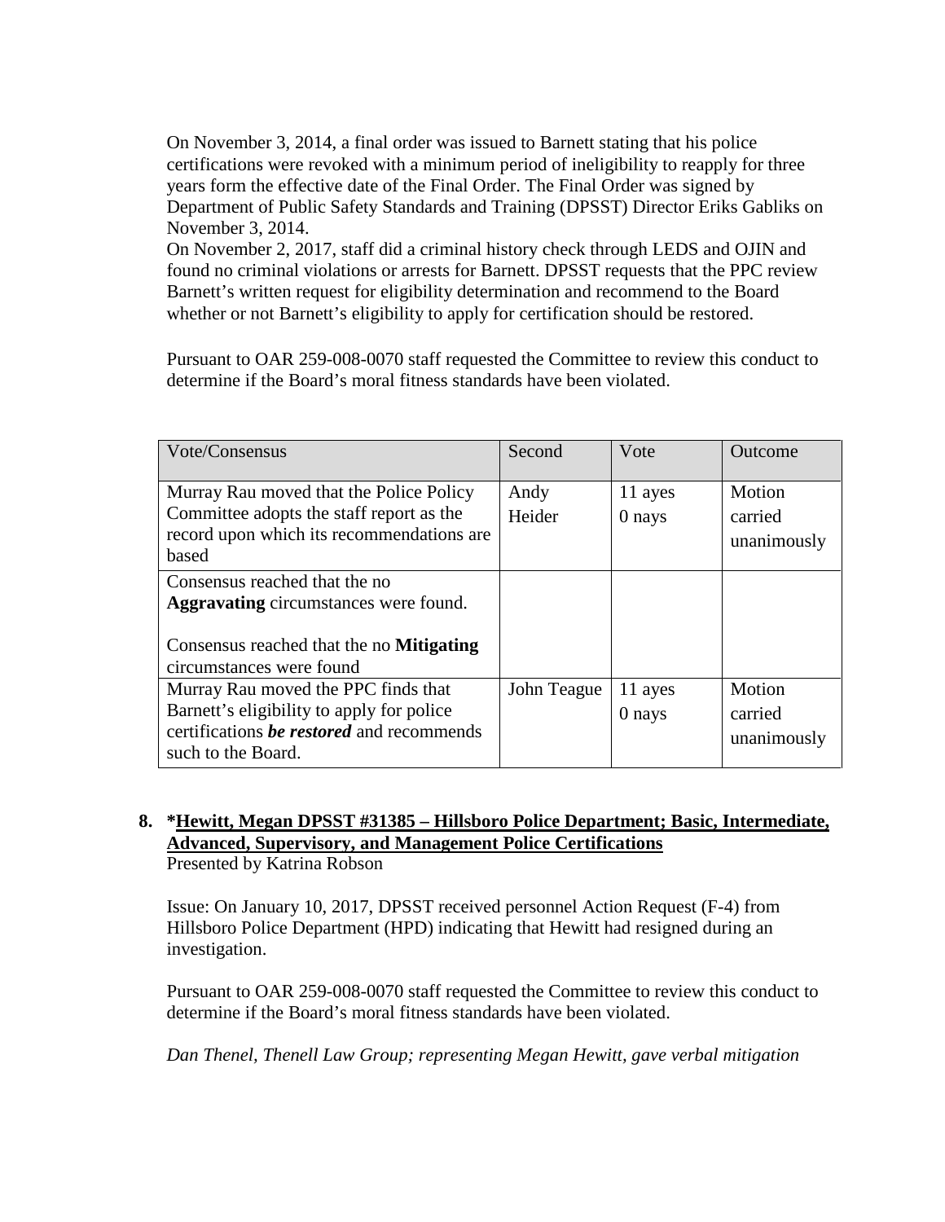On November 3, 2014, a final order was issued to Barnett stating that his police certifications were revoked with a minimum period of ineligibility to reapply for three years form the effective date of the Final Order. The Final Order was signed by Department of Public Safety Standards and Training (DPSST) Director Eriks Gabliks on November 3, 2014.
On November 2, 2017, staff did a criminal history check through LEDS and OJIN and found no criminal violations or arrests for Barnett. DPSST requests that the PPC review Barnett's written request for eligibility determination and recommend to the Board whether or not Barnett's eligibility to apply for certification should be restored.

Pursuant to OAR 259-008-0070 staff requested the Committee to review this conduct to determine if the Board's moral fitness standards have been violated.

| Vote/Consensus | Second | Vote | Outcome |
|---|---|---|---|
| Murray Rau moved that the Police Policy Committee adopts the staff report as the record upon which its recommendations are based | Andy Heider | 11 ayes 0 nays | Motion carried unanimously |
| Consensus reached that the no **Aggravating** circumstances were found.<br><br>Consensus reached that the no **Mitigating** circumstances were found | | | |
| Murray Rau moved the PPC finds that Barnett's eligibility to apply for police certifications ***be restored*** and recommends such to the Board. | John Teague | 11 ayes 0 nays | Motion carried unanimously |

**8. *<u>Hewitt, Megan DPSST #31385 – Hillsboro Police Department; Basic, Intermediate, Advanced, Supervisory, and Management Police Certifications</u>**
Presented by Katrina Robson

Issue: On January 10, 2017, DPSST received personnel Action Request (F-4) from Hillsboro Police Department (HPD) indicating that Hewitt had resigned during an investigation.

Pursuant to OAR 259-008-0070 staff requested the Committee to review this conduct to determine if the Board's moral fitness standards have been violated.

*Dan Thenel, Thenell Law Group; representing Megan Hewitt, gave verbal mitigation*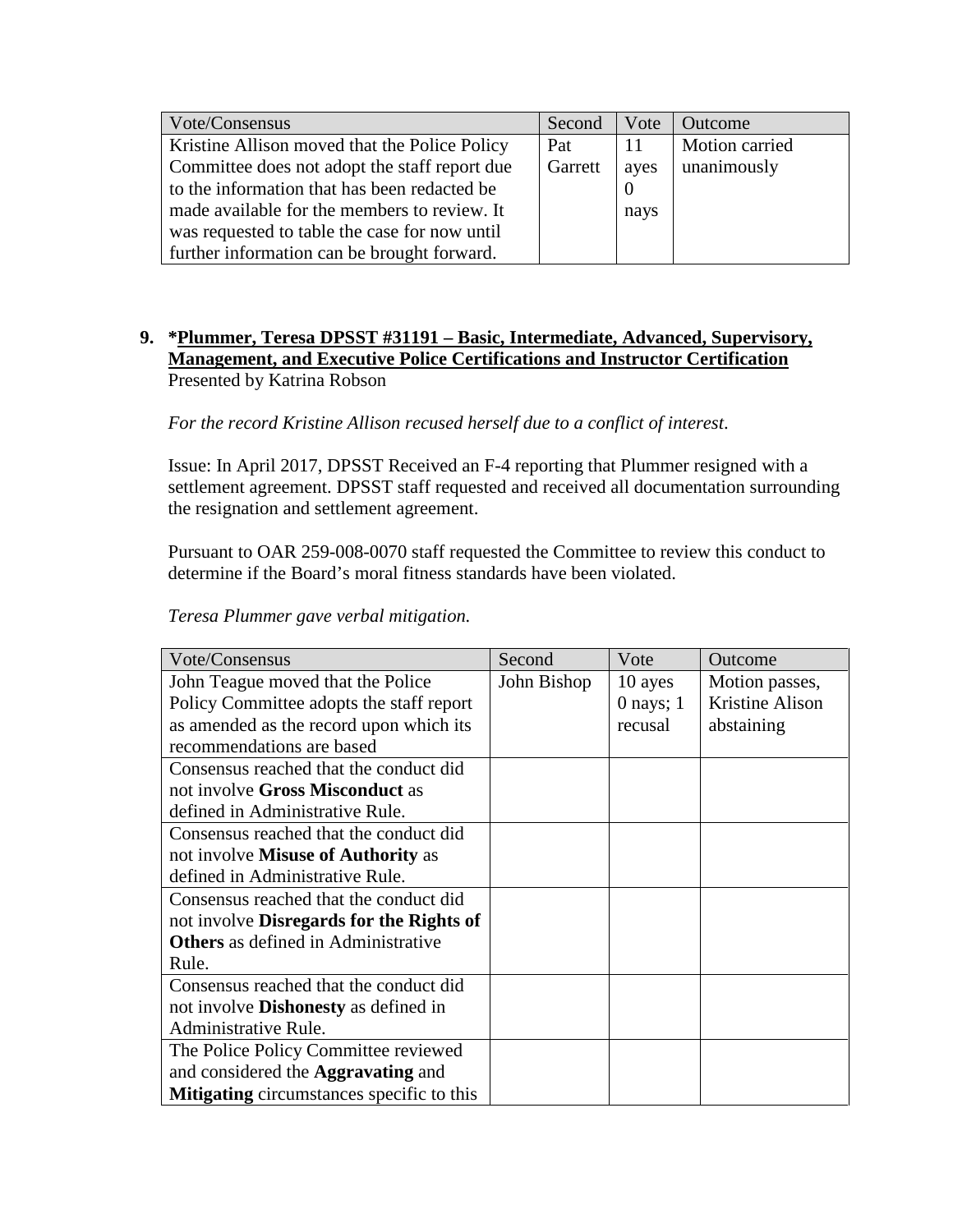| Vote/Consensus | Second | Vote | Outcome |
| --- | --- | --- | --- |
| Kristine Allison moved that the Police Policy Committee does not adopt the staff report due to the information that has been redacted be made available for the members to review. It was requested to table the case for now until further information can be brought forward. | Pat Garrett | 11 ayes 0 nays | Motion carried unanimously |

9. **\*<u>Plummer, Teresa DPSST #31191 – Basic, Intermediate, Advanced, Supervisory, Management, and Executive Police Certifications and Instructor Certification</u>**
   Presented by Katrina Robson

   *For the record Kristine Allison recused herself due to a conflict of interest.*

   Issue: In April 2017, DPSST Received an F-4 reporting that Plummer resigned with a settlement agreement. DPSST staff requested and received all documentation surrounding the resignation and settlement agreement.

   Pursuant to OAR 259-008-0070 staff requested the Committee to review this conduct to determine if the Board's moral fitness standards have been violated.

   *Teresa Plummer gave verbal mitigation.*

| Vote/Consensus | Second | Vote | Outcome |
| --- | --- | --- | --- |
| John Teague moved that the Police Policy Committee adopts the staff report as amended as the record upon which its recommendations are based | John Bishop | 10 ayes 0 nays; 1 recusal | Motion passes, Kristine Alison abstaining |
| Consensus reached that the conduct did not involve **Gross Misconduct** as defined in Administrative Rule. | | | |
| Consensus reached that the conduct did not involve **Misuse of Authority** as defined in Administrative Rule. | | | |
| Consensus reached that the conduct did not involve **Disregards for the Rights of Others** as defined in Administrative Rule. | | | |
| Consensus reached that the conduct did not involve **Dishonesty** as defined in Administrative Rule. | | | |
| The Police Policy Committee reviewed and considered the **Aggravating** and **Mitigating** circumstances specific to this | | | |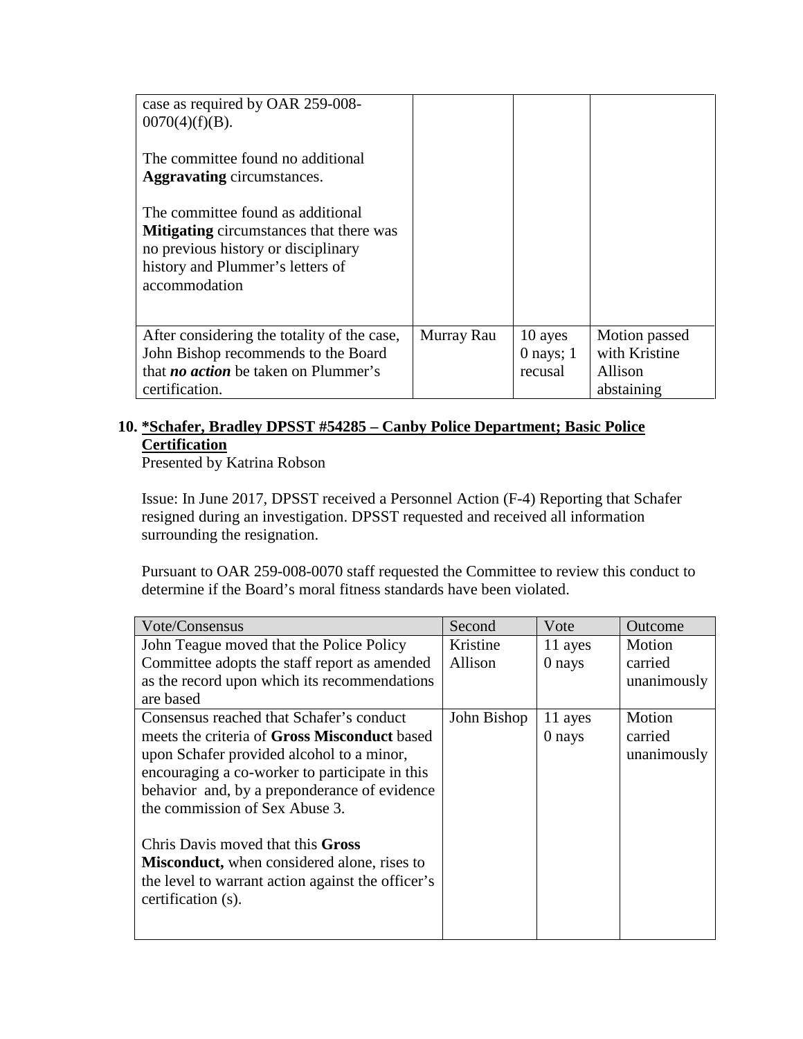| | | | |
|---|---|---|---|
| case as required by OAR 259-008-0070(4)(f)(B).<br><br>The committee found no additional **Aggravating** circumstances.<br><br>The committee found as additional **Mitigating** circumstances that there was no previous history or disciplinary history and Plummer's letters of accommodation | | | |
| After considering the totality of the case, John Bishop recommends to the Board that ***no action*** be taken on Plummer's certification. | Murray Rau | 10 ayes<br>0 nays; 1 recusal | Motion passed with Kristine Allison abstaining |

**10. <u>*Schafer, Bradley DPSST #54285 – Canby Police Department; Basic Police Certification</u>**

Presented by Katrina Robson

Issue: In June 2017, DPSST received a Personnel Action (F-4) Reporting that Schafer resigned during an investigation. DPSST requested and received all information surrounding the resignation.

Pursuant to OAR 259-008-0070 staff requested the Committee to review this conduct to determine if the Board's moral fitness standards have been violated.

| Vote/Consensus | Second | Vote | Outcome |
|---|---|---|---|
| John Teague moved that the Police Policy Committee adopts the staff report as amended as the record upon which its recommendations are based | Kristine Allison | 11 ayes<br>0 nays | Motion carried unanimously |
| Consensus reached that Schafer's conduct meets the criteria of **Gross Misconduct** based upon Schafer provided alcohol to a minor, encouraging a co-worker to participate in this behavior and, by a preponderance of evidence the commission of Sex Abuse 3.<br><br>Chris Davis moved that this **Gross Misconduct,** when considered alone, rises to the level to warrant action against the officer's certification (s). | John Bishop | 11 ayes<br>0 nays | Motion carried unanimously |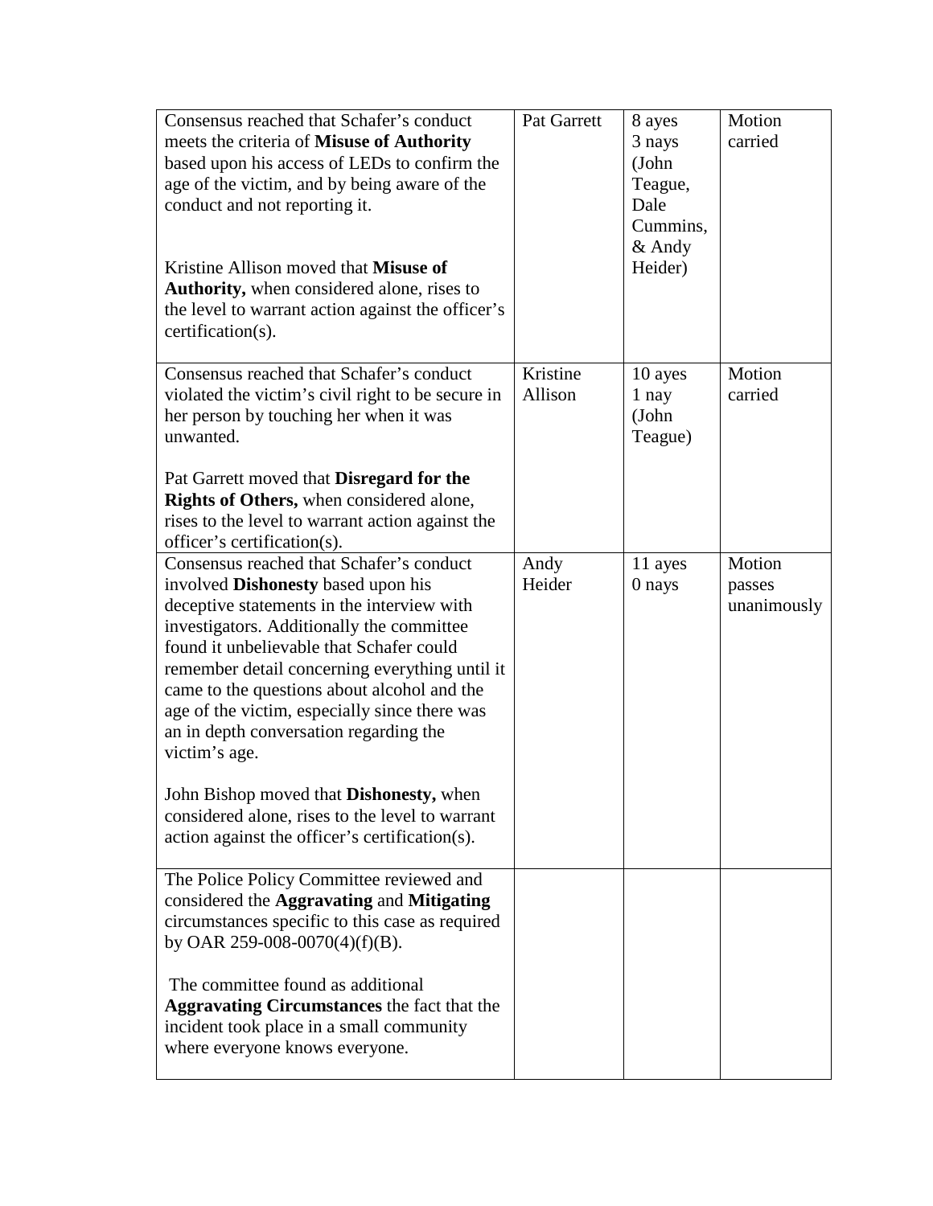| | | | |
|---|---|---|---|
| Consensus reached that Schafer's conduct meets the criteria of **Misuse of Authority** based upon his access of LEDs to confirm the age of the victim, and by being aware of the conduct and not reporting it.<br><br>Kristine Allison moved that **Misuse of Authority,** when considered alone, rises to the level to warrant action against the officer's certification(s). | Pat Garrett | 8 ayes<br>3 nays<br>(John Teague, Dale Cummins, & Andy Heider) | Motion carried |
| Consensus reached that Schafer's conduct violated the victim's civil right to be secure in her person by touching her when it was unwanted.<br><br>Pat Garrett moved that **Disregard for the Rights of Others,** when considered alone, rises to the level to warrant action against the officer's certification(s). | Kristine Allison | 10 ayes<br>1 nay<br>(John Teague) | Motion carried |
| Consensus reached that Schafer's conduct involved **Dishonesty** based upon his deceptive statements in the interview with investigators. Additionally the committee found it unbelievable that Schafer could remember detail concerning everything until it came to the questions about alcohol and the age of the victim, especially since there was an in depth conversation regarding the victim's age.<br><br>John Bishop moved that **Dishonesty,** when considered alone, rises to the level to warrant action against the officer's certification(s). | Andy Heider | 11 ayes<br>0 nays | Motion passes unanimously |
| The Police Policy Committee reviewed and considered the **Aggravating** and **Mitigating** circumstances specific to this case as required by OAR 259-008-0070(4)(f)(B).<br><br>The committee found as additional **Aggravating Circumstances** the fact that the incident took place in a small community where everyone knows everyone. | | | |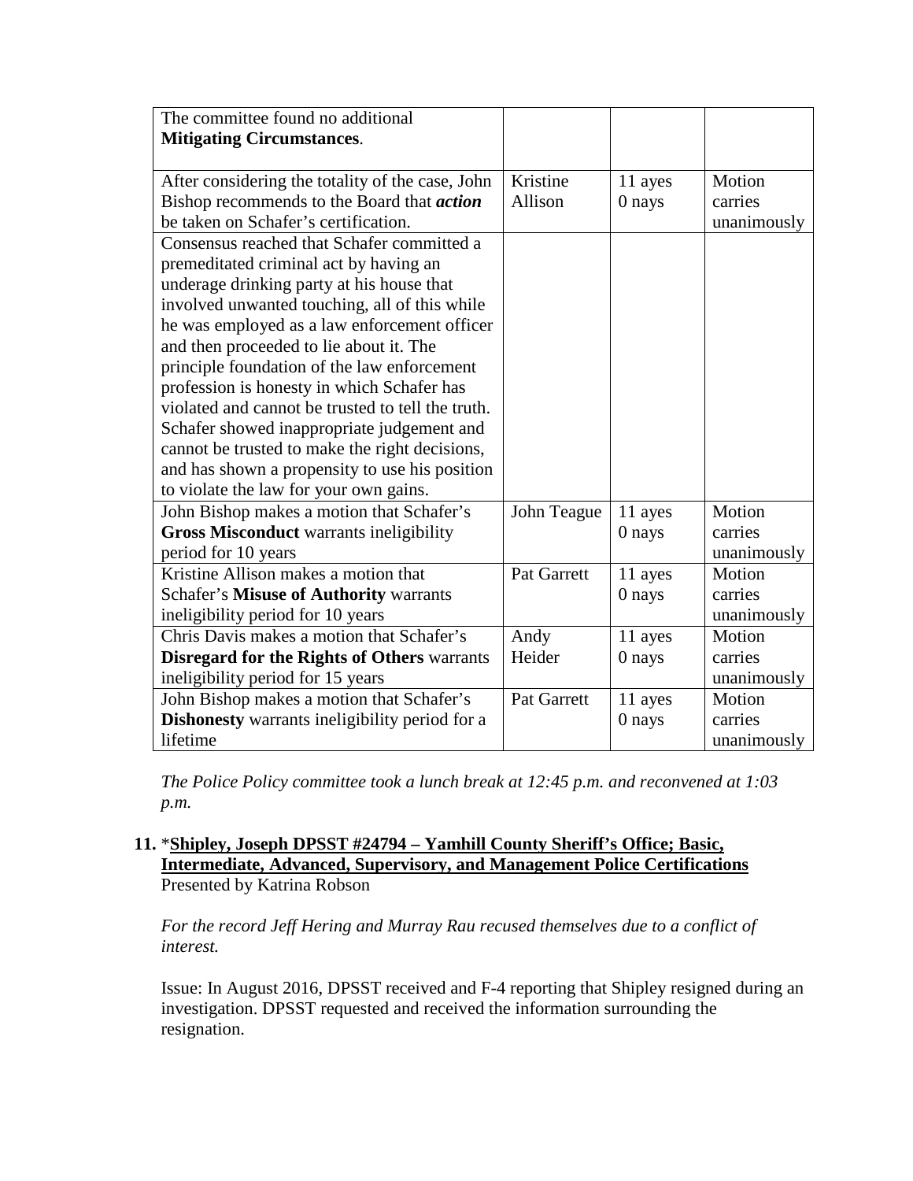| | | | |
|---|---|---|---|
| The committee found no additional **Mitigating Circumstances**. | | | |
| After considering the totality of the case, John Bishop recommends to the Board that ***action*** be taken on Schafer's certification. | Kristine Allison | 11 ayes 0 nays | Motion carries unanimously |
| Consensus reached that Schafer committed a premeditated criminal act by having an underage drinking party at his house that involved unwanted touching, all of this while he was employed as a law enforcement officer and then proceeded to lie about it. The principle foundation of the law enforcement profession is honesty in which Schafer has violated and cannot be trusted to tell the truth. Schafer showed inappropriate judgement and cannot be trusted to make the right decisions, and has shown a propensity to use his position to violate the law for your own gains. | | | |
| John Bishop makes a motion that Schafer's **Gross Misconduct** warrants ineligibility period for 10 years | John Teague | 11 ayes 0 nays | Motion carries unanimously |
| Kristine Allison makes a motion that Schafer's **Misuse of Authority** warrants ineligibility period for 10 years | Pat Garrett | 11 ayes 0 nays | Motion carries unanimously |
| Chris Davis makes a motion that Schafer's **Disregard for the Rights of Others** warrants ineligibility period for 15 years | Andy Heider | 11 ayes 0 nays | Motion carries unanimously |
| John Bishop makes a motion that Schafer's **Dishonesty** warrants ineligibility period for a lifetime | Pat Garrett | 11 ayes 0 nays | Motion carries unanimously |

*The Police Policy committee took a lunch break at 12:45 p.m. and reconvened at 1:03 p.m.*

**11.** *__Shipley, Joseph DPSST #24794 – Yamhill County Sheriff's Office; Basic, Intermediate, Advanced, Supervisory, and Management Police Certifications__
Presented by Katrina Robson

*For the record Jeff Hering and Murray Rau recused themselves due to a conflict of interest.*

Issue: In August 2016, DPSST received and F-4 reporting that Shipley resigned during an investigation. DPSST requested and received the information surrounding the resignation.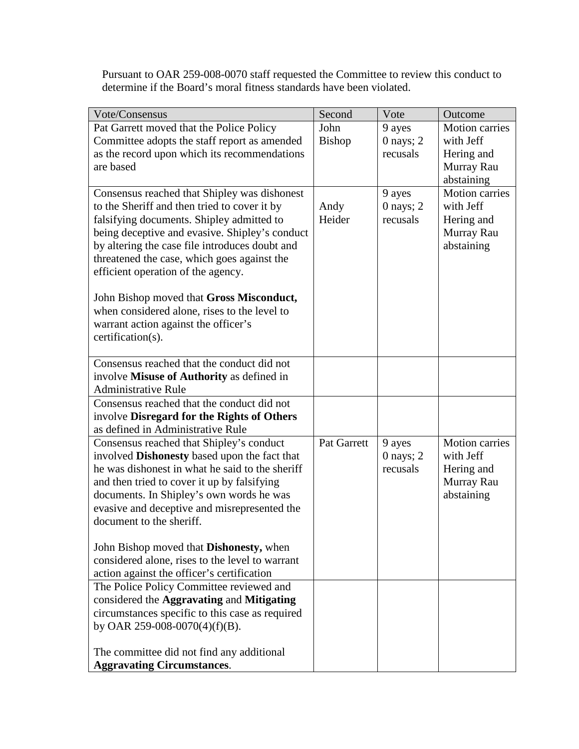Pursuant to OAR 259-008-0070 staff requested the Committee to review this conduct to determine if the Board's moral fitness standards have been violated.

| Vote/Consensus | Second | Vote | Outcome |
|---|---|---|---|
| Pat Garrett moved that the Police Policy Committee adopts the staff report as amended as the record upon which its recommendations are based | John Bishop | 9 ayes 0 nays; 2 recusals | Motion carries with Jeff Hering and Murray Rau abstaining |
| Consensus reached that Shipley was dishonest to the Sheriff and then tried to cover it by falsifying documents. Shipley admitted to being deceptive and evasive. Shipley's conduct by altering the case file introduces doubt and threatened the case, which goes against the efficient operation of the agency.<br><br>John Bishop moved that **Gross Misconduct,** when considered alone, rises to the level to warrant action against the officer's certification(s). | Andy Heider | 9 ayes 0 nays; 2 recusals | Motion carries with Jeff Hering and Murray Rau abstaining |
| Consensus reached that the conduct did not involve **Misuse of Authority** as defined in Administrative Rule | | | |
| Consensus reached that the conduct did not involve **Disregard for the Rights of Others** as defined in Administrative Rule | | | |
| Consensus reached that Shipley's conduct involved **Dishonesty** based upon the fact that he was dishonest in what he said to the sheriff and then tried to cover it up by falsifying documents. In Shipley's own words he was evasive and deceptive and misrepresented the document to the sheriff.<br><br>John Bishop moved that **Dishonesty,** when considered alone, rises to the level to warrant action against the officer's certification | Pat Garrett | 9 ayes 0 nays; 2 recusals | Motion carries with Jeff Hering and Murray Rau abstaining |
| The Police Policy Committee reviewed and considered the **Aggravating** and **Mitigating** circumstances specific to this case as required by OAR 259-008-0070(4)(f)(B).<br><br>The committee did not find any additional **Aggravating Circumstances**. | | | |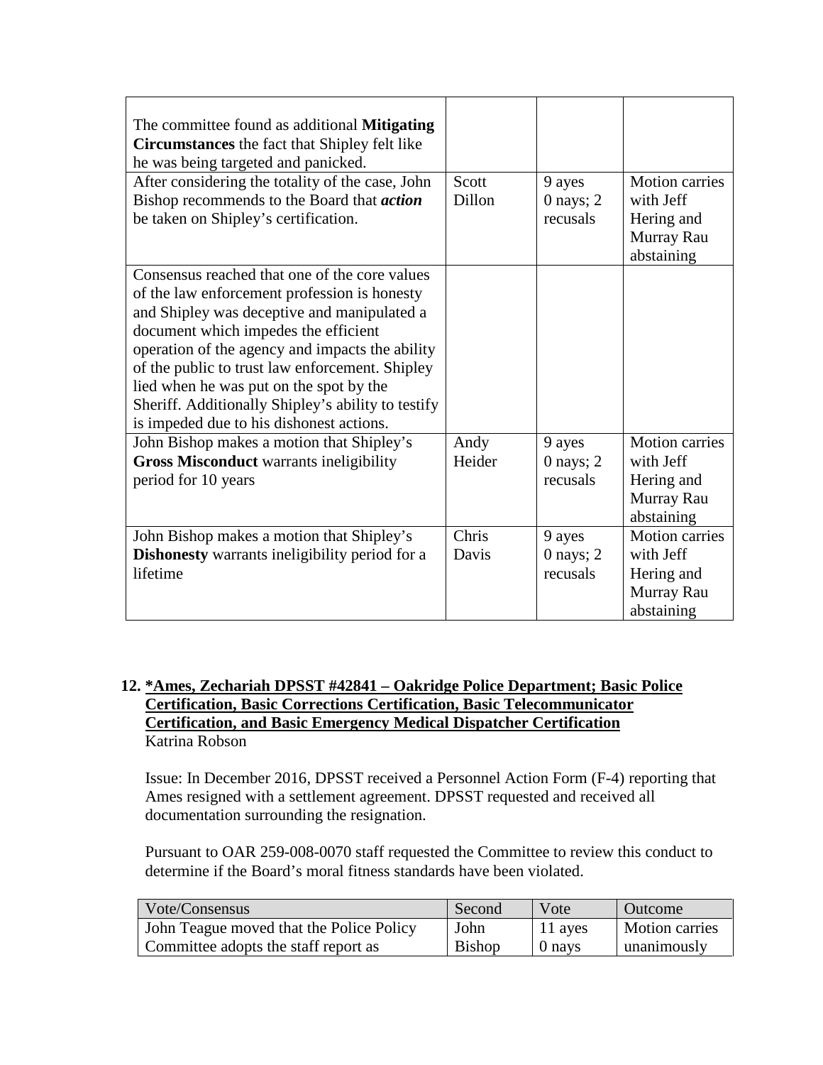| | | | |
|---|---|---|---|
| The committee found as additional **Mitigating Circumstances** the fact that Shipley felt like he was being targeted and panicked. | | | |
| After considering the totality of the case, John Bishop recommends to the Board that ***action*** be taken on Shipley's certification. | Scott Dillon | 9 ayes 0 nays; 2 recusals | Motion carries with Jeff Hering and Murray Rau abstaining |
| Consensus reached that one of the core values of the law enforcement profession is honesty and Shipley was deceptive and manipulated a document which impedes the efficient operation of the agency and impacts the ability of the public to trust law enforcement. Shipley lied when he was put on the spot by the Sheriff. Additionally Shipley's ability to testify is impeded due to his dishonest actions. | | | |
| John Bishop makes a motion that Shipley's **Gross Misconduct** warrants ineligibility period for 10 years | Andy Heider | 9 ayes 0 nays; 2 recusals | Motion carries with Jeff Hering and Murray Rau abstaining |
| John Bishop makes a motion that Shipley's **Dishonesty** warrants ineligibility period for a lifetime | Chris Davis | 9 ayes 0 nays; 2 recusals | Motion carries with Jeff Hering and Murray Rau abstaining |

**12. <u>*Ames, Zechariah DPSST #42841 – Oakridge Police Department; Basic Police Certification, Basic Corrections Certification, Basic Telecommunicator Certification, and Basic Emergency Medical Dispatcher Certification</u>**
Katrina Robson

Issue: In December 2016, DPSST received a Personnel Action Form (F-4) reporting that Ames resigned with a settlement agreement. DPSST requested and received all documentation surrounding the resignation.

Pursuant to OAR 259-008-0070 staff requested the Committee to review this conduct to determine if the Board's moral fitness standards have been violated.

| Vote/Consensus | Second | Vote | Outcome |
|---|---|---|---|
| John Teague moved that the Police Policy Committee adopts the staff report as | John Bishop | 11 ayes 0 nays | Motion carries unanimously |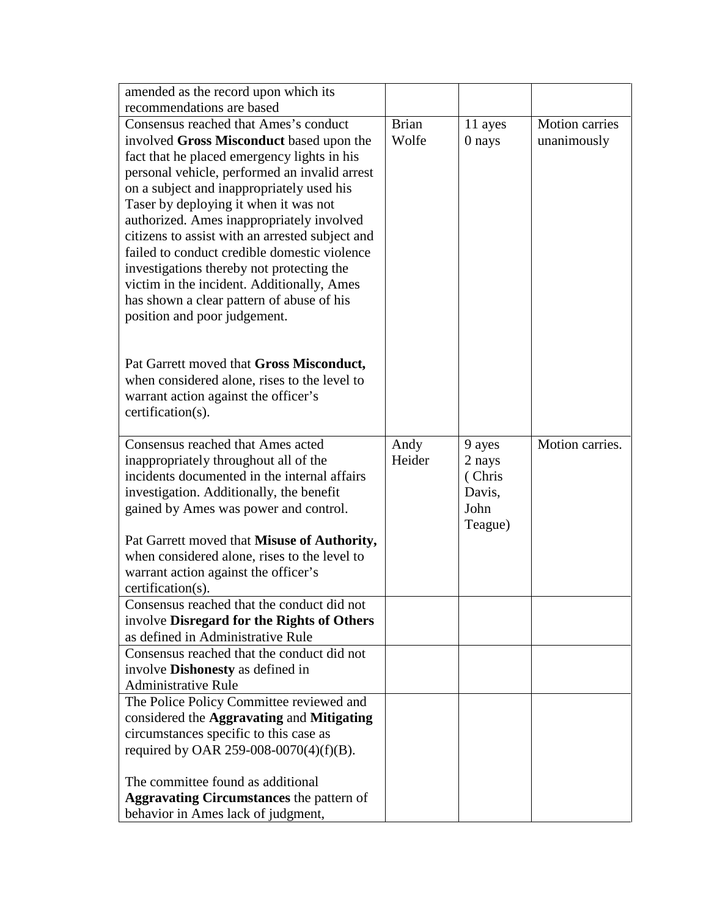| | | | |
|---|---|---|---|
| amended as the record upon which its recommendations are based | | | |
| Consensus reached that Ames's conduct involved **Gross Misconduct** based upon the fact that he placed emergency lights in his personal vehicle, performed an invalid arrest on a subject and inappropriately used his Taser by deploying it when it was not authorized. Ames inappropriately involved citizens to assist with an arrested subject and failed to conduct credible domestic violence investigations thereby not protecting the victim in the incident. Additionally, Ames has shown a clear pattern of abuse of his position and poor judgement.<br><br>Pat Garrett moved that **Gross Misconduct,** when considered alone, rises to the level to warrant action against the officer's certification(s). | Brian Wolfe | 11 ayes<br>0 nays | Motion carries unanimously |
| Consensus reached that Ames acted inappropriately throughout all of the incidents documented in the internal affairs investigation. Additionally, the benefit gained by Ames was power and control.<br><br>Pat Garrett moved that **Misuse of Authority,** when considered alone, rises to the level to warrant action against the officer's certification(s). | Andy Heider | 9 ayes<br>2 nays<br>( Chris Davis, John Teague) | Motion carries. |
| Consensus reached that the conduct did not involve **Disregard for the Rights of Others** as defined in Administrative Rule | | | |
| Consensus reached that the conduct did not involve **Dishonesty** as defined in Administrative Rule | | | |
| The Police Policy Committee reviewed and considered the **Aggravating** and **Mitigating** circumstances specific to this case as required by OAR 259-008-0070(4)(f)(B).<br><br>The committee found as additional **Aggravating Circumstances** the pattern of behavior in Ames lack of judgment, | | | |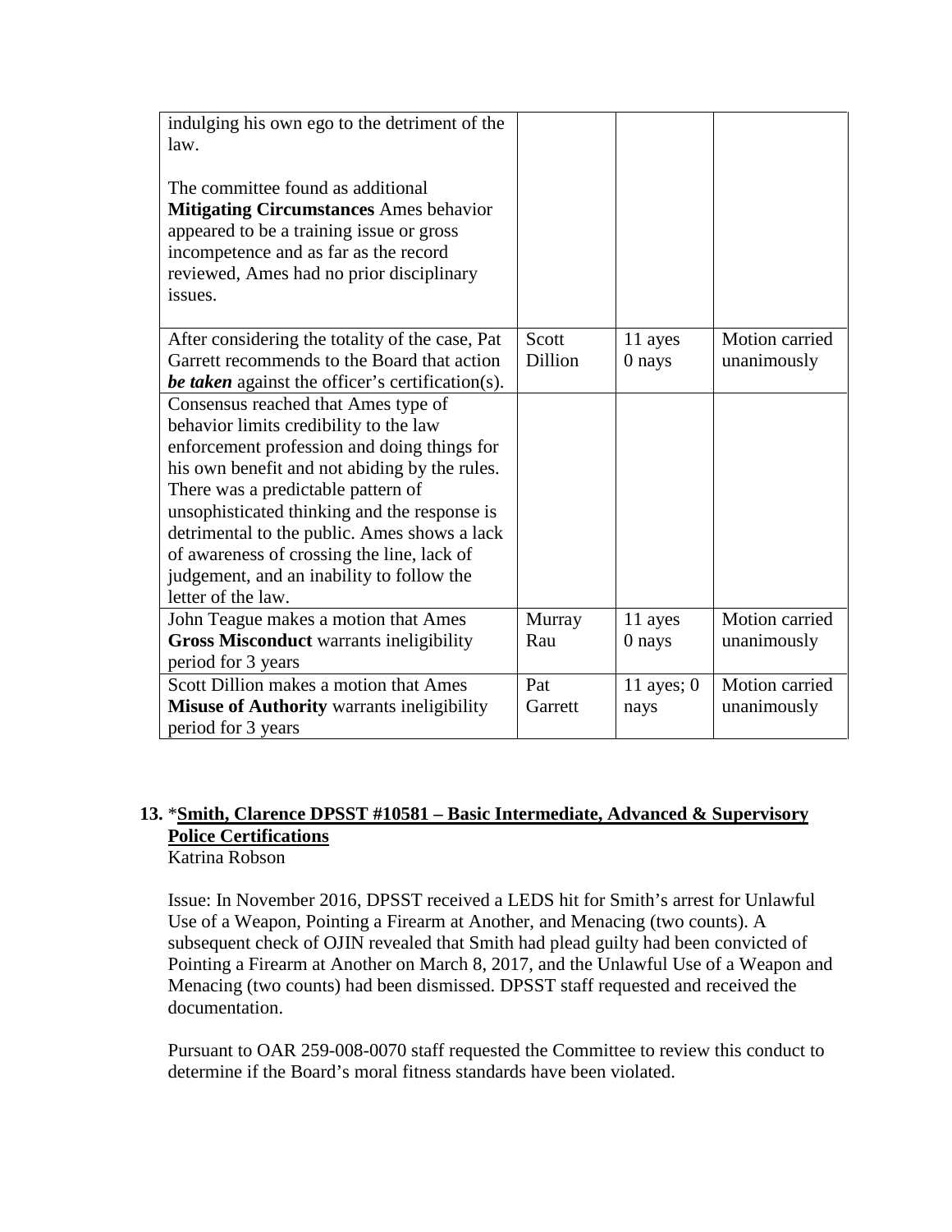| | | | |
|---|---|---|---|
| indulging his own ego to the detriment of the law.<br><br>The committee found as additional **Mitigating Circumstances** Ames behavior appeared to be a training issue or gross incompetence and as far as the record reviewed, Ames had no prior disciplinary issues. | | | |
| After considering the totality of the case, Pat Garrett recommends to the Board that action ***be taken*** against the officer's certification(s). | Scott Dillion | 11 ayes 0 nays | Motion carried unanimously |
| Consensus reached that Ames type of behavior limits credibility to the law enforcement profession and doing things for his own benefit and not abiding by the rules. There was a predictable pattern of unsophisticated thinking and the response is detrimental to the public. Ames shows a lack of awareness of crossing the line, lack of judgement, and an inability to follow the letter of the law. | | | |
| John Teague makes a motion that Ames **Gross Misconduct** warrants ineligibility period for 3 years | Murray Rau | 11 ayes 0 nays | Motion carried unanimously |
| Scott Dillion makes a motion that Ames **Misuse of Authority** warrants ineligibility period for 3 years | Pat Garrett | 11 ayes; 0 nays | Motion carried unanimously |

**13.** *__Smith, Clarence DPSST #10581 – Basic Intermediate, Advanced & Supervisory Police Certifications__

Katrina Robson

Issue: In November 2016, DPSST received a LEDS hit for Smith's arrest for Unlawful Use of a Weapon, Pointing a Firearm at Another, and Menacing (two counts). A subsequent check of OJIN revealed that Smith had plead guilty had been convicted of Pointing a Firearm at Another on March 8, 2017, and the Unlawful Use of a Weapon and Menacing (two counts) had been dismissed. DPSST staff requested and received the documentation.

Pursuant to OAR 259-008-0070 staff requested the Committee to review this conduct to determine if the Board's moral fitness standards have been violated.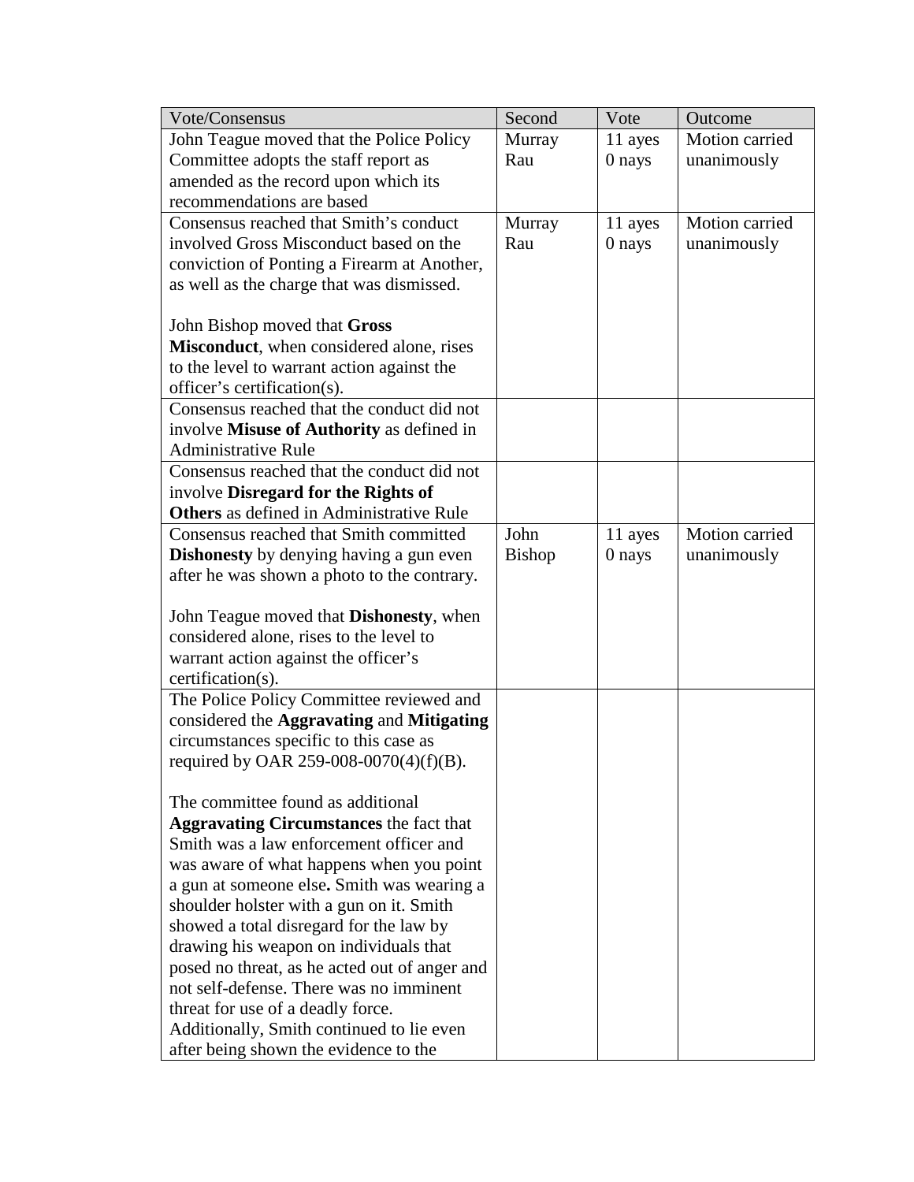| Vote/Consensus | Second | Vote | Outcome |
|---|---|---|---|
| John Teague moved that the Police Policy Committee adopts the staff report as amended as the record upon which its recommendations are based | Murray Rau | 11 ayes 0 nays | Motion carried unanimously |
| Consensus reached that Smith's conduct involved Gross Misconduct based on the conviction of Ponting a Firearm at Another, as well as the charge that was dismissed.<br><br>John Bishop moved that **Gross Misconduct**, when considered alone, rises to the level to warrant action against the officer's certification(s). | Murray Rau | 11 ayes 0 nays | Motion carried unanimously |
| Consensus reached that the conduct did not involve **Misuse of Authority** as defined in Administrative Rule | | | |
| Consensus reached that the conduct did not involve **Disregard for the Rights of Others** as defined in Administrative Rule | | | |
| Consensus reached that Smith committed **Dishonesty** by denying having a gun even after he was shown a photo to the contrary.<br><br>John Teague moved that **Dishonesty**, when considered alone, rises to the level to warrant action against the officer's certification(s). | John Bishop | 11 ayes 0 nays | Motion carried unanimously |
| The Police Policy Committee reviewed and considered the **Aggravating** and **Mitigating** circumstances specific to this case as required by OAR 259-008-0070(4)(f)(B).<br><br>The committee found as additional **Aggravating Circumstances** the fact that Smith was a law enforcement officer and was aware of what happens when you point a gun at someone else**.** Smith was wearing a shoulder holster with a gun on it. Smith showed a total disregard for the law by drawing his weapon on individuals that posed no threat, as he acted out of anger and not self-defense. There was no imminent threat for use of a deadly force. Additionally, Smith continued to lie even after being shown the evidence to the | | | |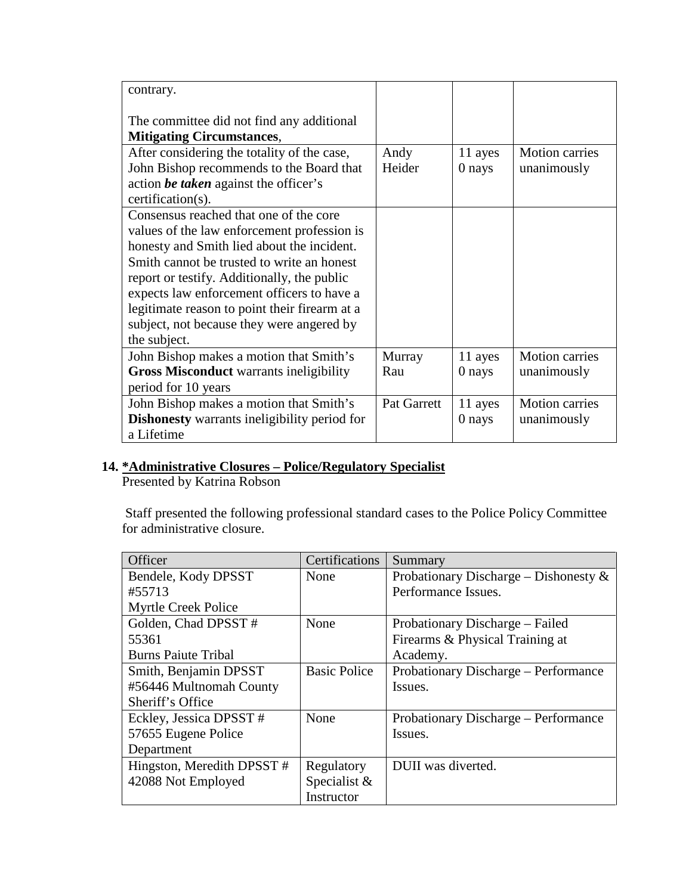| | | | |
|---|---|---|---|
| contrary.<br><br>The committee did not find any additional **Mitigating Circumstances**, | | | |
| After considering the totality of the case, John Bishop recommends to the Board that action ***be taken*** against the officer's certification(s). | Andy Heider | 11 ayes 0 nays | Motion carries unanimously |
| Consensus reached that one of the core values of the law enforcement profession is honesty and Smith lied about the incident. Smith cannot be trusted to write an honest report or testify. Additionally, the public expects law enforcement officers to have a legitimate reason to point their firearm at a subject, not because they were angered by the subject. | | | |
| John Bishop makes a motion that Smith's **Gross Misconduct** warrants ineligibility period for 10 years | Murray Rau | 11 ayes 0 nays | Motion carries unanimously |
| John Bishop makes a motion that Smith's **Dishonesty** warrants ineligibility period for a Lifetime | Pat Garrett | 11 ayes 0 nays | Motion carries unanimously |

## 14. *Administrative Closures – Police/Regulatory Specialist

Presented by Katrina Robson

Staff presented the following professional standard cases to the Police Policy Committee for administrative closure.

| Officer | Certifications | Summary |
|---|---|---|
| Bendele, Kody DPSST #55713 Myrtle Creek Police | None | Probationary Discharge – Dishonesty & Performance Issues. |
| Golden, Chad DPSST # 55361 Burns Paiute Tribal | None | Probationary Discharge – Failed Firearms & Physical Training at Academy. |
| Smith, Benjamin DPSST #56446 Multnomah County Sheriff's Office | Basic Police | Probationary Discharge – Performance Issues. |
| Eckley, Jessica DPSST # 57655 Eugene Police Department | None | Probationary Discharge – Performance Issues. |
| Hingston, Meredith DPSST # 42088 Not Employed | Regulatory Specialist & Instructor | DUII was diverted. |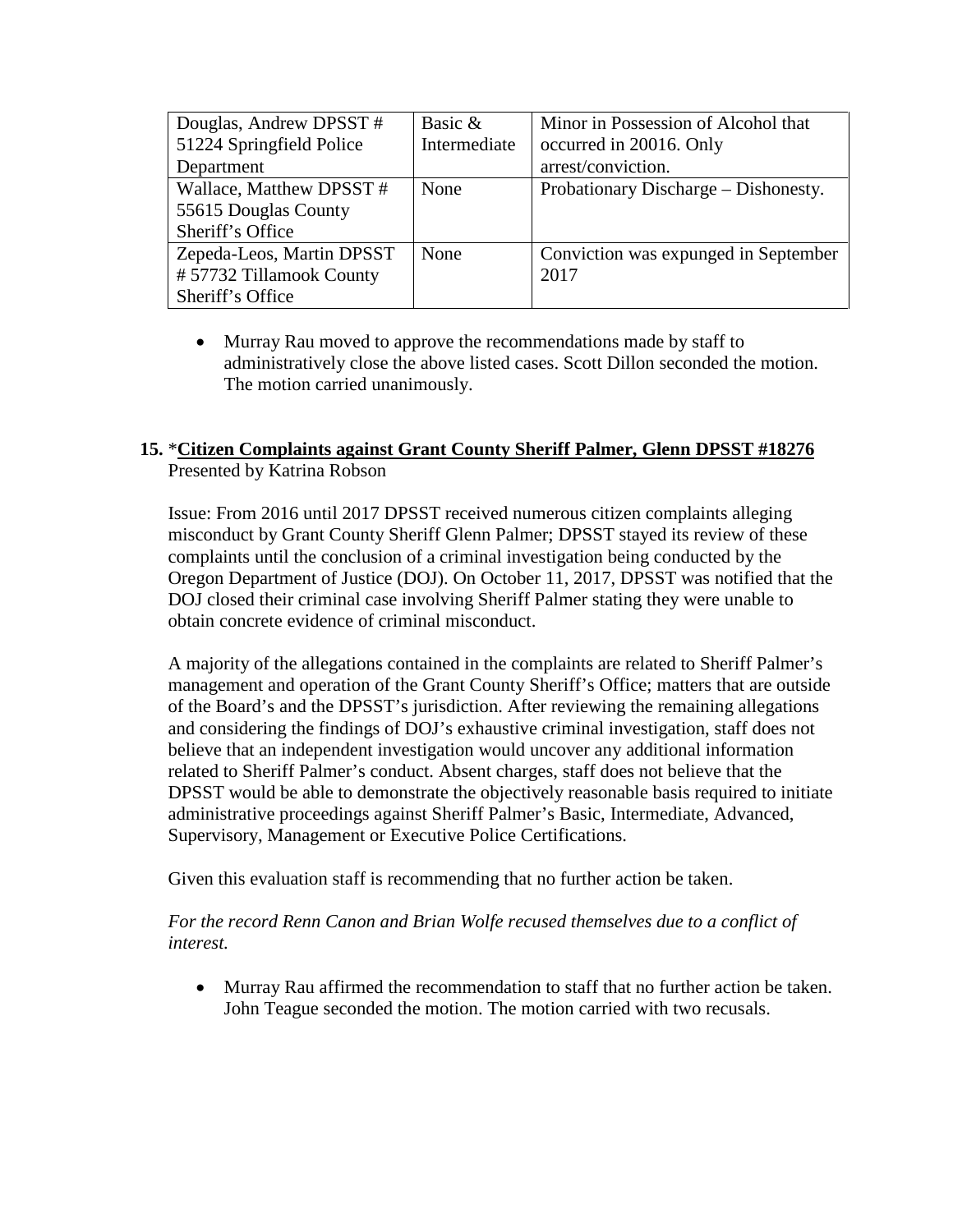| Douglas, Andrew DPSST # 51224 Springfield Police Department | Basic & Intermediate | Minor in Possession of Alcohol that occurred in 20016. Only arrest/conviction. |
|---|---|---|
| Wallace, Matthew DPSST # 55615 Douglas County Sheriff's Office | None | Probationary Discharge – Dishonesty. |
| Zepeda-Leos, Martin DPSST # 57732 Tillamook County Sheriff's Office | None | Conviction was expunged in September 2017 |

- Murray Rau moved to approve the recommendations made by staff to administratively close the above listed cases. Scott Dillon seconded the motion. The motion carried unanimously.

## 15. *Citizen Complaints against Grant County Sheriff Palmer, Glenn DPSST #18276

Presented by Katrina Robson

Issue: From 2016 until 2017 DPSST received numerous citizen complaints alleging misconduct by Grant County Sheriff Glenn Palmer; DPSST stayed its review of these complaints until the conclusion of a criminal investigation being conducted by the Oregon Department of Justice (DOJ). On October 11, 2017, DPSST was notified that the DOJ closed their criminal case involving Sheriff Palmer stating they were unable to obtain concrete evidence of criminal misconduct.

A majority of the allegations contained in the complaints are related to Sheriff Palmer's management and operation of the Grant County Sheriff's Office; matters that are outside of the Board's and the DPSST's jurisdiction. After reviewing the remaining allegations and considering the findings of DOJ's exhaustive criminal investigation, staff does not believe that an independent investigation would uncover any additional information related to Sheriff Palmer's conduct. Absent charges, staff does not believe that the DPSST would be able to demonstrate the objectively reasonable basis required to initiate administrative proceedings against Sheriff Palmer's Basic, Intermediate, Advanced, Supervisory, Management or Executive Police Certifications.

Given this evaluation staff is recommending that no further action be taken.

*For the record Renn Canon and Brian Wolfe recused themselves due to a conflict of interest.*

- Murray Rau affirmed the recommendation to staff that no further action be taken. John Teague seconded the motion. The motion carried with two recusals.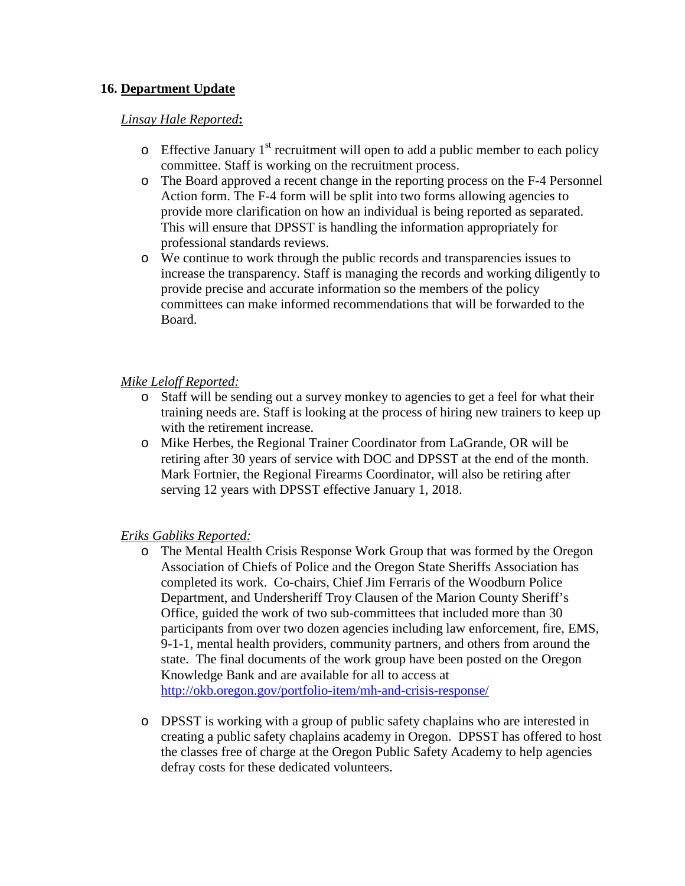## 16. Department Update

*Linsay Hale Reported:*

- Effective January 1st recruitment will open to add a public member to each policy committee. Staff is working on the recruitment process.
- The Board approved a recent change in the reporting process on the F-4 Personnel Action form. The F-4 form will be split into two forms allowing agencies to provide more clarification on how an individual is being reported as separated. This will ensure that DPSST is handling the information appropriately for professional standards reviews.
- We continue to work through the public records and transparencies issues to increase the transparency. Staff is managing the records and working diligently to provide precise and accurate information so the members of the policy committees can make informed recommendations that will be forwarded to the Board.

*Mike Leloff Reported:*

- Staff will be sending out a survey monkey to agencies to get a feel for what their training needs are. Staff is looking at the process of hiring new trainers to keep up with the retirement increase.
- Mike Herbes, the Regional Trainer Coordinator from LaGrande, OR will be retiring after 30 years of service with DOC and DPSST at the end of the month. Mark Fortnier, the Regional Firearms Coordinator, will also be retiring after serving 12 years with DPSST effective January 1, 2018.

*Eriks Gabliks Reported:*

- The Mental Health Crisis Response Work Group that was formed by the Oregon Association of Chiefs of Police and the Oregon State Sheriffs Association has completed its work. Co-chairs, Chief Jim Ferraris of the Woodburn Police Department, and Undersheriff Troy Clausen of the Marion County Sheriff's Office, guided the work of two sub-committees that included more than 30 participants from over two dozen agencies including law enforcement, fire, EMS, 9-1-1, mental health providers, community partners, and others from around the state. The final documents of the work group have been posted on the Oregon Knowledge Bank and are available for all to access at http://okb.oregon.gov/portfolio-item/mh-and-crisis-response/

- DPSST is working with a group of public safety chaplains who are interested in creating a public safety chaplains academy in Oregon. DPSST has offered to host the classes free of charge at the Oregon Public Safety Academy to help agencies defray costs for these dedicated volunteers.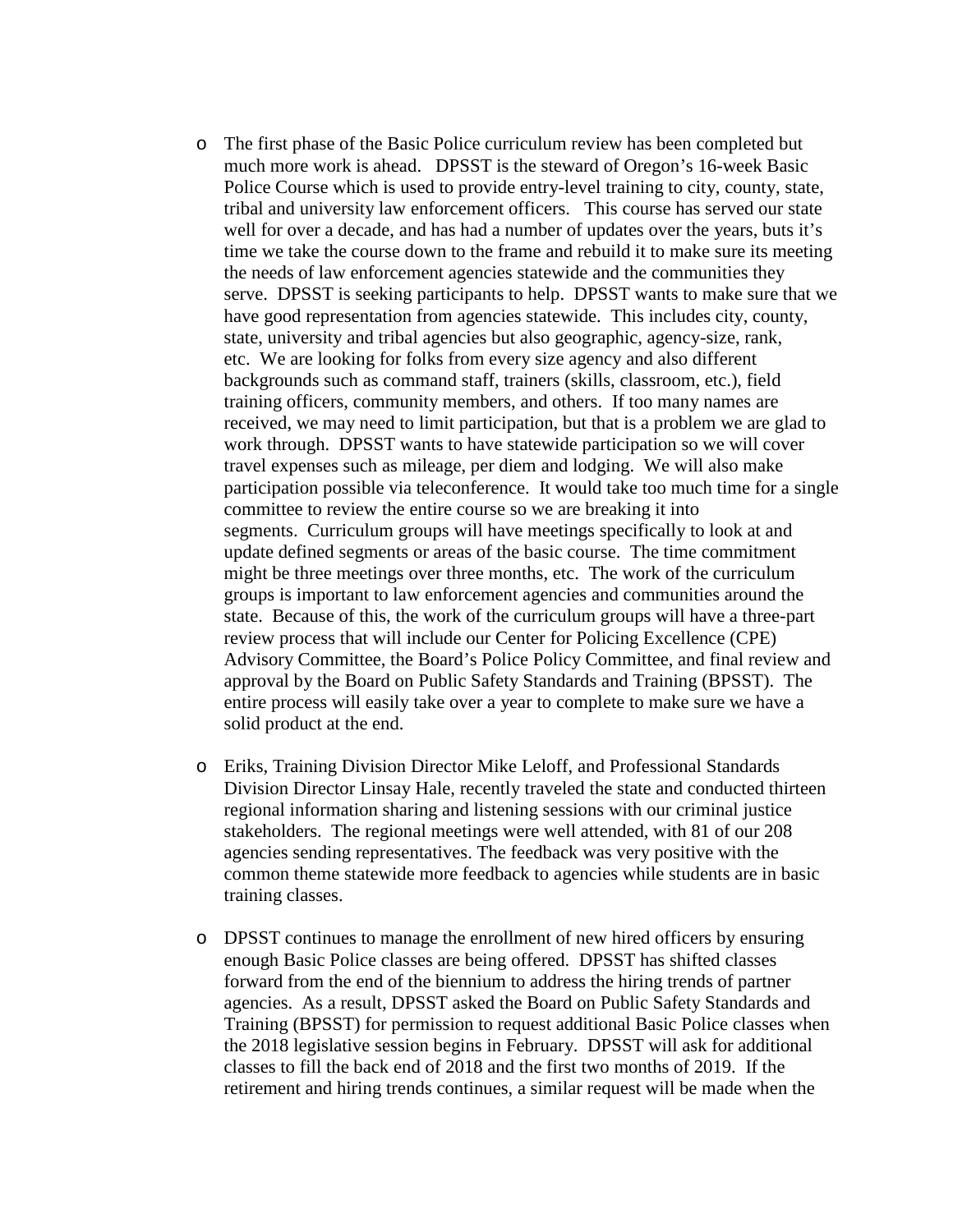- The first phase of the Basic Police curriculum review has been completed but much more work is ahead. DPSST is the steward of Oregon's 16-week Basic Police Course which is used to provide entry-level training to city, county, state, tribal and university law enforcement officers. This course has served our state well for over a decade, and has had a number of updates over the years, buts it's time we take the course down to the frame and rebuild it to make sure its meeting the needs of law enforcement agencies statewide and the communities they serve. DPSST is seeking participants to help. DPSST wants to make sure that we have good representation from agencies statewide. This includes city, county, state, university and tribal agencies but also geographic, agency-size, rank, etc. We are looking for folks from every size agency and also different backgrounds such as command staff, trainers (skills, classroom, etc.), field training officers, community members, and others. If too many names are received, we may need to limit participation, but that is a problem we are glad to work through. DPSST wants to have statewide participation so we will cover travel expenses such as mileage, per diem and lodging. We will also make participation possible via teleconference. It would take too much time for a single committee to review the entire course so we are breaking it into segments. Curriculum groups will have meetings specifically to look at and update defined segments or areas of the basic course. The time commitment might be three meetings over three months, etc. The work of the curriculum groups is important to law enforcement agencies and communities around the state. Because of this, the work of the curriculum groups will have a three-part review process that will include our Center for Policing Excellence (CPE) Advisory Committee, the Board's Police Policy Committee, and final review and approval by the Board on Public Safety Standards and Training (BPSST). The entire process will easily take over a year to complete to make sure we have a solid product at the end.

- Eriks, Training Division Director Mike Leloff, and Professional Standards Division Director Linsay Hale, recently traveled the state and conducted thirteen regional information sharing and listening sessions with our criminal justice stakeholders. The regional meetings were well attended, with 81 of our 208 agencies sending representatives. The feedback was very positive with the common theme statewide more feedback to agencies while students are in basic training classes.

- DPSST continues to manage the enrollment of new hired officers by ensuring enough Basic Police classes are being offered. DPSST has shifted classes forward from the end of the biennium to address the hiring trends of partner agencies. As a result, DPSST asked the Board on Public Safety Standards and Training (BPSST) for permission to request additional Basic Police classes when the 2018 legislative session begins in February. DPSST will ask for additional classes to fill the back end of 2018 and the first two months of 2019. If the retirement and hiring trends continues, a similar request will be made when the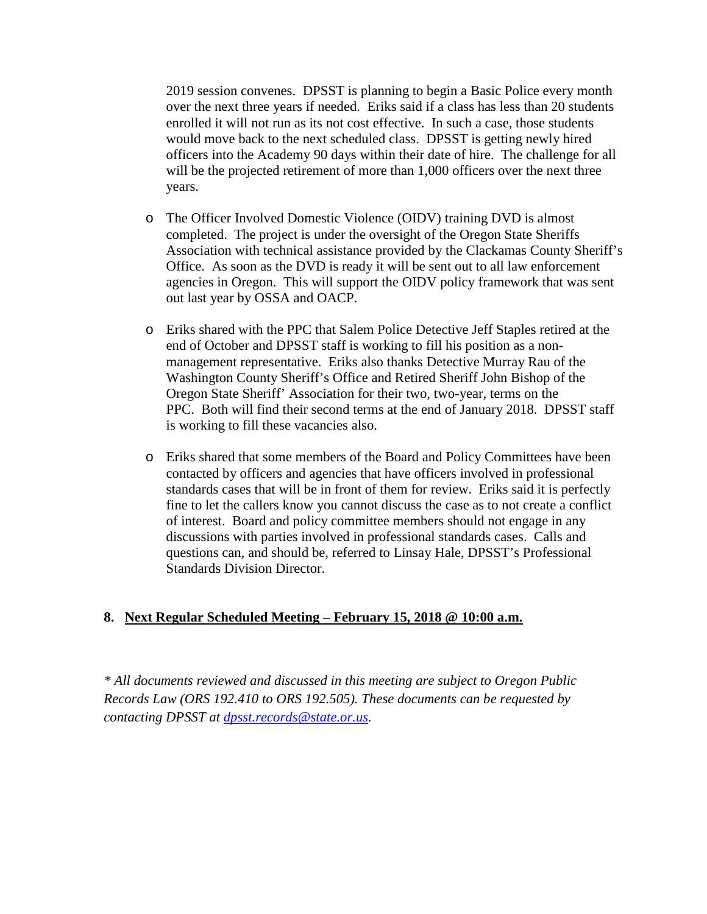2019 session convenes. DPSST is planning to begin a Basic Police every month over the next three years if needed. Eriks said if a class has less than 20 students enrolled it will not run as its not cost effective. In such a case, those students would move back to the next scheduled class. DPSST is getting newly hired officers into the Academy 90 days within their date of hire. The challenge for all will be the projected retirement of more than 1,000 officers over the next three years.

- The Officer Involved Domestic Violence (OIDV) training DVD is almost completed. The project is under the oversight of the Oregon State Sheriffs Association with technical assistance provided by the Clackamas County Sheriff's Office. As soon as the DVD is ready it will be sent out to all law enforcement agencies in Oregon. This will support the OIDV policy framework that was sent out last year by OSSA and OACP.

- Eriks shared with the PPC that Salem Police Detective Jeff Staples retired at the end of October and DPSST staff is working to fill his position as a non-management representative. Eriks also thanks Detective Murray Rau of the Washington County Sheriff's Office and Retired Sheriff John Bishop of the Oregon State Sheriff' Association for their two, two-year, terms on the PPC. Both will find their second terms at the end of January 2018. DPSST staff is working to fill these vacancies also.

- Eriks shared that some members of the Board and Policy Committees have been contacted by officers and agencies that have officers involved in professional standards cases that will be in front of them for review. Eriks said it is perfectly fine to let the callers know you cannot discuss the case as to not create a conflict of interest. Board and policy committee members should not engage in any discussions with parties involved in professional standards cases. Calls and questions can, and should be, referred to Linsay Hale, DPSST's Professional Standards Division Director.

## 8. Next Regular Scheduled Meeting – February 15, 2018 @ 10:00 a.m.

*\* All documents reviewed and discussed in this meeting are subject to Oregon Public Records Law (ORS 192.410 to ORS 192.505). These documents can be requested by contacting DPSST at dpsst.records@state.or.us.*